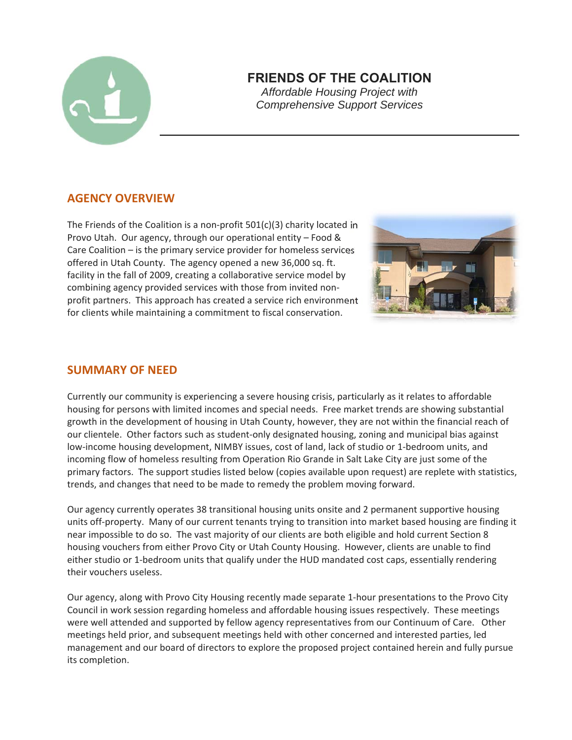# FRIENDS OF THE COALITION

*Affordable Housing Project with Comprehensive Support Services*

## AGENCY OVERVIEW

The Friends of the Coalition is a non-profit 501(c)(3) charity located in Provo Utah. Our agency, through our operational entity – Food & Care Coalition – is the primary service provider for homeless services offered in Utah County. The agency opened a new 36,000 sq. ft. facility in the fall of 2009, creating a collaborative service model by combining agency provided services with those from invited non-profit partners. This approach has created a service rich environment for clients while maintaining a commitment to fiscal conservation.

## SUMMARY OF NEED

Currently our community is experiencing a severe housing crisis, particularly as it relates to affordable housing for persons with limited incomes and special needs. Free market trends are showing substantial growth in the development of housing in Utah County, however, they are not within the financial reach of our clientele. Other factors such as student-only designated housing, zoning and municipal bias against low-income housing development, NIMBY issues, cost of land, lack of studio or 1-bedroom units, and incoming flow of homeless resulting from Operation Rio Grande in Salt Lake City are just some of the primary factors. The support studies listed below (copies available upon request) are replete with statistics, trends, and changes that need to be made to remedy the problem moving forward.

Our agency currently operates 38 transitional housing units onsite and 2 permanent supportive housing units off-property. Many of our current tenants trying to transition into market based housing are finding it near impossible to do so. The vast majority of our clients are both eligible and hold current Section 8 housing vouchers from either Provo City or Utah County Housing. However, clients are unable to find either studio or 1-bedroom units that qualify under the HUD mandated cost caps, essentially rendering their vouchers useless.

Our agency, along with Provo City Housing recently made separate 1-hour presentations to the Provo City Council in work session regarding homeless and affordable housing issues respectively. These meetings were well attended and supported by fellow agency representatives from our Continuum of Care. Other meetings held prior, and subsequent meetings held with other concerned and interested parties, led management and our board of directors to explore the proposed project contained herein and fully pursue its completion.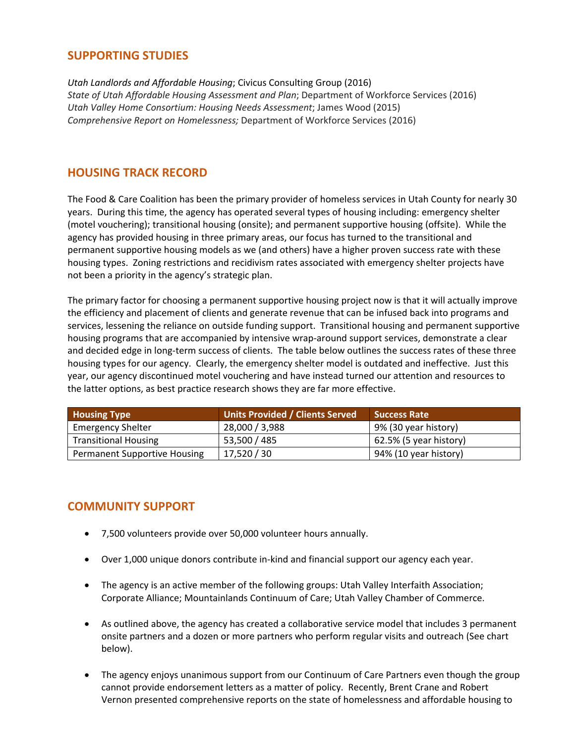## SUPPORTING STUDIES

*Utah Landlords and Affordable Housing*; Civicus Consulting Group (2016)
*State of Utah Affordable Housing Assessment and Plan*; Department of Workforce Services (2016)
*Utah Valley Home Consortium: Housing Needs Assessment*; James Wood (2015)
*Comprehensive Report on Homelessness;* Department of Workforce Services (2016)

## HOUSING TRACK RECORD

The Food & Care Coalition has been the primary provider of homeless services in Utah County for nearly 30 years. During this time, the agency has operated several types of housing including: emergency shelter (motel vouchering); transitional housing (onsite); and permanent supportive housing (offsite). While the agency has provided housing in three primary areas, our focus has turned to the transitional and permanent supportive housing models as we (and others) have a higher proven success rate with these housing types. Zoning restrictions and recidivism rates associated with emergency shelter projects have not been a priority in the agency's strategic plan.

The primary factor for choosing a permanent supportive housing project now is that it will actually improve the efficiency and placement of clients and generate revenue that can be infused back into programs and services, lessening the reliance on outside funding support. Transitional housing and permanent supportive housing programs that are accompanied by intensive wrap-around support services, demonstrate a clear and decided edge in long-term success of clients. The table below outlines the success rates of these three housing types for our agency. Clearly, the emergency shelter model is outdated and ineffective. Just this year, our agency discontinued motel vouchering and have instead turned our attention and resources to the latter options, as best practice research shows they are far more effective.

| Housing Type | Units Provided / Clients Served | Success Rate |
|---|---|---|
| Emergency Shelter | 28,000 / 3,988 | 9% (30 year history) |
| Transitional Housing | 53,500 / 485 | 62.5% (5 year history) |
| Permanent Supportive Housing | 17,520 / 30 | 94% (10 year history) |

## COMMUNITY SUPPORT

- 7,500 volunteers provide over 50,000 volunteer hours annually.
- Over 1,000 unique donors contribute in-kind and financial support our agency each year.
- The agency is an active member of the following groups: Utah Valley Interfaith Association; Corporate Alliance; Mountainlands Continuum of Care; Utah Valley Chamber of Commerce.
- As outlined above, the agency has created a collaborative service model that includes 3 permanent onsite partners and a dozen or more partners who perform regular visits and outreach (See chart below).
- The agency enjoys unanimous support from our Continuum of Care Partners even though the group cannot provide endorsement letters as a matter of policy. Recently, Brent Crane and Robert Vernon presented comprehensive reports on the state of homelessness and affordable housing to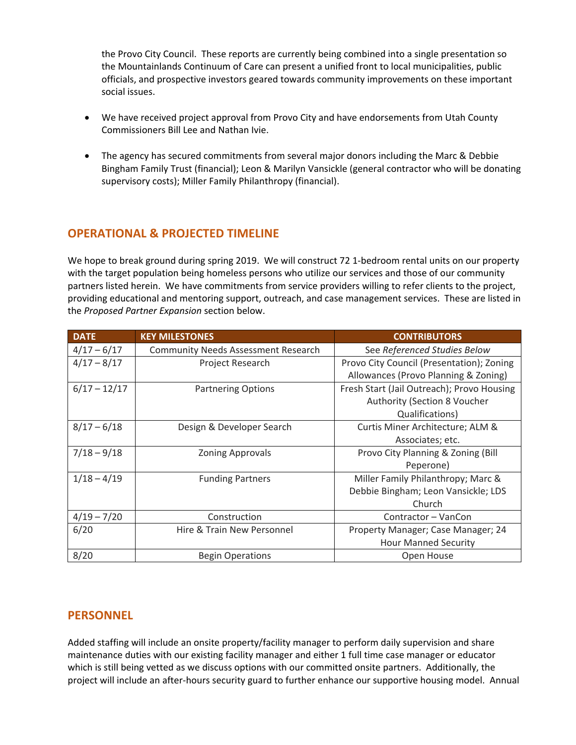the Provo City Council. These reports are currently being combined into a single presentation so the Mountainlands Continuum of Care can present a unified front to local municipalities, public officials, and prospective investors geared towards community improvements on these important social issues.

- We have received project approval from Provo City and have endorsements from Utah County Commissioners Bill Lee and Nathan Ivie.

- The agency has secured commitments from several major donors including the Marc & Debbie Bingham Family Trust (financial); Leon & Marilyn Vansickle (general contractor who will be donating supervisory costs); Miller Family Philanthropy (financial).

## OPERATIONAL & PROJECTED TIMELINE

We hope to break ground during spring 2019. We will construct 72 1-bedroom rental units on our property with the target population being homeless persons who utilize our services and those of our community partners listed herein. We have commitments from service providers willing to refer clients to the project, providing educational and mentoring support, outreach, and case management services. These are listed in the *Proposed Partner Expansion* section below.

| DATE | KEY MILESTONES | CONTRIBUTORS |
|---|---|---|
| 4/17 – 6/17 | Community Needs Assessment Research | See *Referenced Studies Below* |
| 4/17 – 8/17 | Project Research | Provo City Council (Presentation); Zoning Allowances (Provo Planning & Zoning) |
| 6/17 – 12/17 | Partnering Options | Fresh Start (Jail Outreach); Provo Housing Authority (Section 8 Voucher Qualifications) |
| 8/17 – 6/18 | Design & Developer Search | Curtis Miner Architecture; ALM & Associates; etc. |
| 7/18 – 9/18 | Zoning Approvals | Provo City Planning & Zoning (Bill Peperone) |
| 1/18 – 4/19 | Funding Partners | Miller Family Philanthropy; Marc & Debbie Bingham; Leon Vansickle; LDS Church |
| 4/19 – 7/20 | Construction | Contractor – VanCon |
| 6/20 | Hire & Train New Personnel | Property Manager; Case Manager; 24 Hour Manned Security |
| 8/20 | Begin Operations | Open House |

## PERSONNEL

Added staffing will include an onsite property/facility manager to perform daily supervision and share maintenance duties with our existing facility manager and either 1 full time case manager or educator which is still being vetted as we discuss options with our committed onsite partners. Additionally, the project will include an after-hours security guard to further enhance our supportive housing model. Annual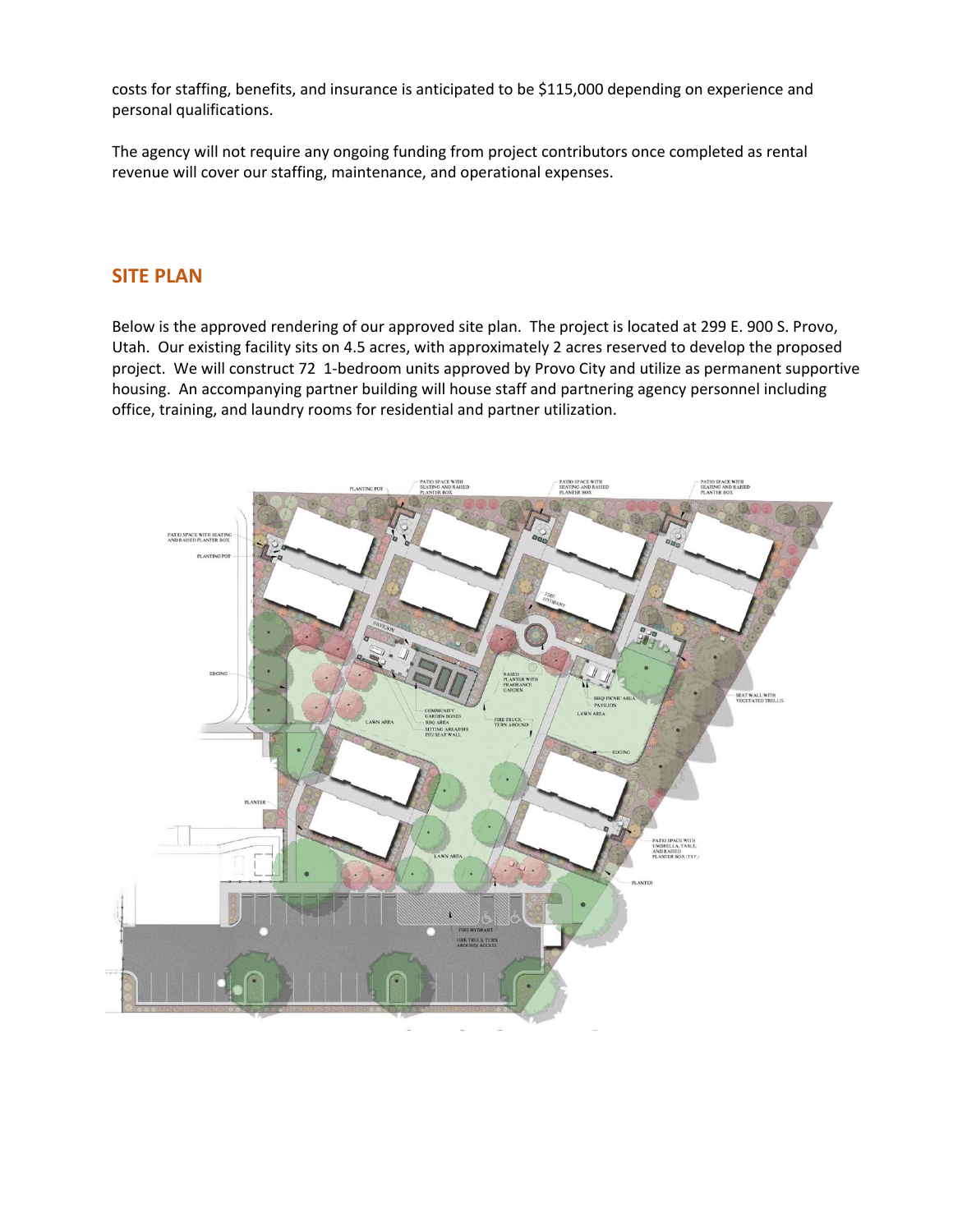costs for staffing, benefits, and insurance is anticipated to be $115,000 depending on experience and personal qualifications.

The agency will not require any ongoing funding from project contributors once completed as rental revenue will cover our staffing, maintenance, and operational expenses.

## SITE PLAN

Below is the approved rendering of our approved site plan. The project is located at 299 E. 900 S. Provo, Utah. Our existing facility sits on 4.5 acres, with approximately 2 acres reserved to develop the proposed project. We will construct 72 1-bedroom units approved by Provo City and utilize as permanent supportive housing. An accompanying partner building will house staff and partnering agency personnel including office, training, and laundry rooms for residential and partner utilization.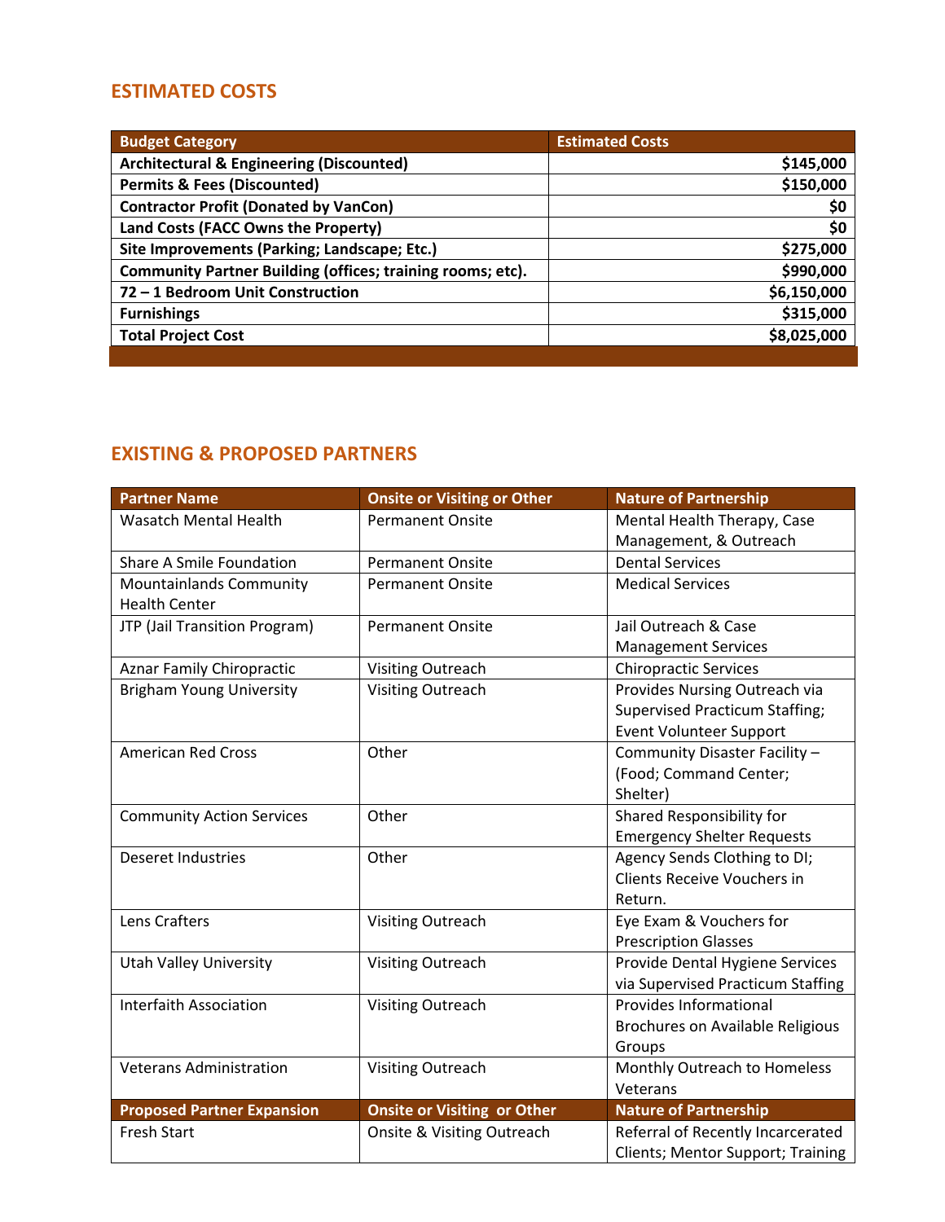## ESTIMATED COSTS

| Budget Category | Estimated Costs |
|---|---|
| **Architectural & Engineering (Discounted)** | **$145,000** |
| **Permits & Fees (Discounted)** | **$150,000** |
| **Contractor Profit (Donated by VanCon)** | **$0** |
| **Land Costs (FACC Owns the Property)** | **$0** |
| **Site Improvements (Parking; Landscape; Etc.)** | **$275,000** |
| **Community Partner Building (offices; training rooms; etc).** | **$990,000** |
| **72 – 1 Bedroom Unit Construction** | **$6,150,000** |
| **Furnishings** | **$315,000** |
| **Total Project Cost** | **$8,025,000** |

## EXISTING & PROPOSED PARTNERS

| Partner Name | Onsite or Visiting or Other | Nature of Partnership |
|---|---|---|
| Wasatch Mental Health | Permanent Onsite | Mental Health Therapy, Case Management, & Outreach |
| Share A Smile Foundation | Permanent Onsite | Dental Services |
| Mountainlands Community Health Center | Permanent Onsite | Medical Services |
| JTP (Jail Transition Program) | Permanent Onsite | Jail Outreach & Case Management Services |
| Aznar Family Chiropractic | Visiting Outreach | Chiropractic Services |
| Brigham Young University | Visiting Outreach | Provides Nursing Outreach via Supervised Practicum Staffing; Event Volunteer Support |
| American Red Cross | Other | Community Disaster Facility – (Food; Command Center; Shelter) |
| Community Action Services | Other | Shared Responsibility for Emergency Shelter Requests |
| Deseret Industries | Other | Agency Sends Clothing to DI; Clients Receive Vouchers in Return. |
| Lens Crafters | Visiting Outreach | Eye Exam & Vouchers for Prescription Glasses |
| Utah Valley University | Visiting Outreach | Provide Dental Hygiene Services via Supervised Practicum Staffing |
| Interfaith Association | Visiting Outreach | Provides Informational Brochures on Available Religious Groups |
| Veterans Administration | Visiting Outreach | Monthly Outreach to Homeless Veterans |
| **Proposed Partner Expansion** | **Onsite or Visiting or Other** | **Nature of Partnership** |
| Fresh Start | Onsite & Visiting Outreach | Referral of Recently Incarcerated Clients; Mentor Support; Training |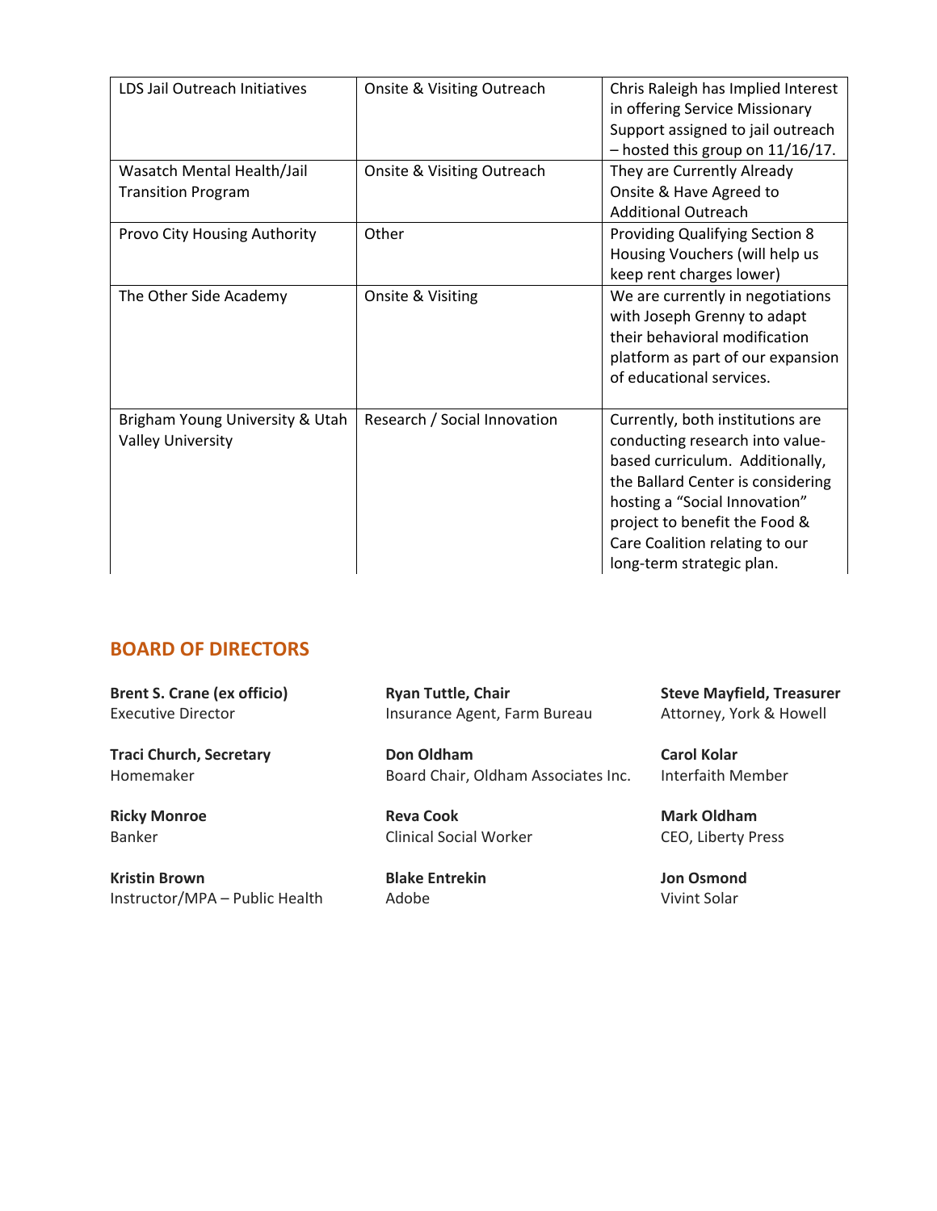| | | |
|---|---|---|
| LDS Jail Outreach Initiatives | Onsite & Visiting Outreach | Chris Raleigh has Implied Interest in offering Service Missionary Support assigned to jail outreach – hosted this group on 11/16/17. |
| Wasatch Mental Health/Jail Transition Program | Onsite & Visiting Outreach | They are Currently Already Onsite & Have Agreed to Additional Outreach |
| Provo City Housing Authority | Other | Providing Qualifying Section 8 Housing Vouchers (will help us keep rent charges lower) |
| The Other Side Academy | Onsite & Visiting | We are currently in negotiations with Joseph Grenny to adapt their behavioral modification platform as part of our expansion of educational services. |
| Brigham Young University & Utah Valley University | Research / Social Innovation | Currently, both institutions are conducting research into value-based curriculum. Additionally, the Ballard Center is considering hosting a "Social Innovation" project to benefit the Food & Care Coalition relating to our long-term strategic plan. |

## BOARD OF DIRECTORS

**Brent S. Crane (ex officio)**
Executive Director

**Ryan Tuttle, Chair**
Insurance Agent, Farm Bureau

**Steve Mayfield, Treasurer**
Attorney, York & Howell

**Traci Church, Secretary**
Homemaker

**Don Oldham**
Board Chair, Oldham Associates Inc.

**Carol Kolar**
Interfaith Member

**Ricky Monroe**
Banker

**Reva Cook**
Clinical Social Worker

**Mark Oldham**
CEO, Liberty Press

**Kristin Brown**
Instructor/MPA – Public Health

**Blake Entrekin**
Adobe

**Jon Osmond**
Vivint Solar